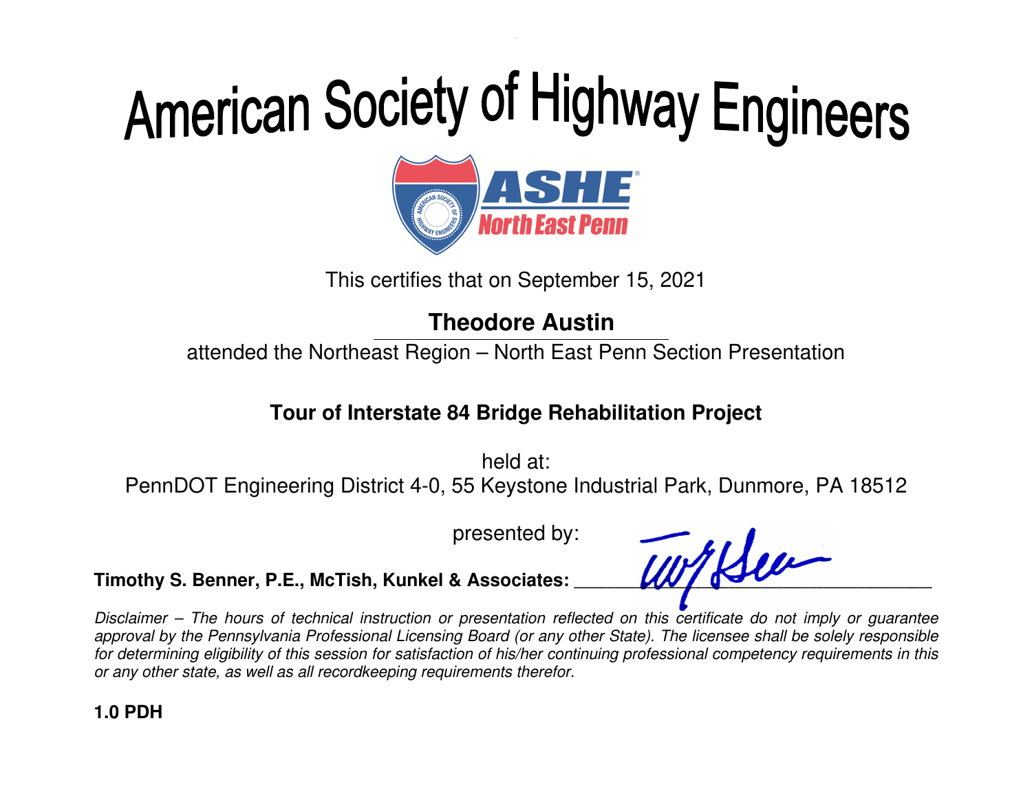# American Society of Highway Engineers

ASHE North East Penn

This certifies that on September 15, 2021

**Theodore Austin**

attended the Northeast Region – North East Penn Section Presentation

**Tour of Interstate 84 Bridge Rehabilitation Project**

held at:
PennDOT Engineering District 4-0, 55 Keystone Industrial Park, Dunmore, PA 18512

presented by:

**Timothy S. Benner, P.E., McTish, Kunkel & Associates:** ______________________

*Disclaimer – The hours of technical instruction or presentation reflected on this certificate do not imply or guarantee approval by the Pennsylvania Professional Licensing Board (or any other State). The licensee shall be solely responsible for determining eligibility of this session for satisfaction of his/her continuing professional competency requirements in this or any other state, as well as all recordkeeping requirements therefor.*

**1.0 PDH**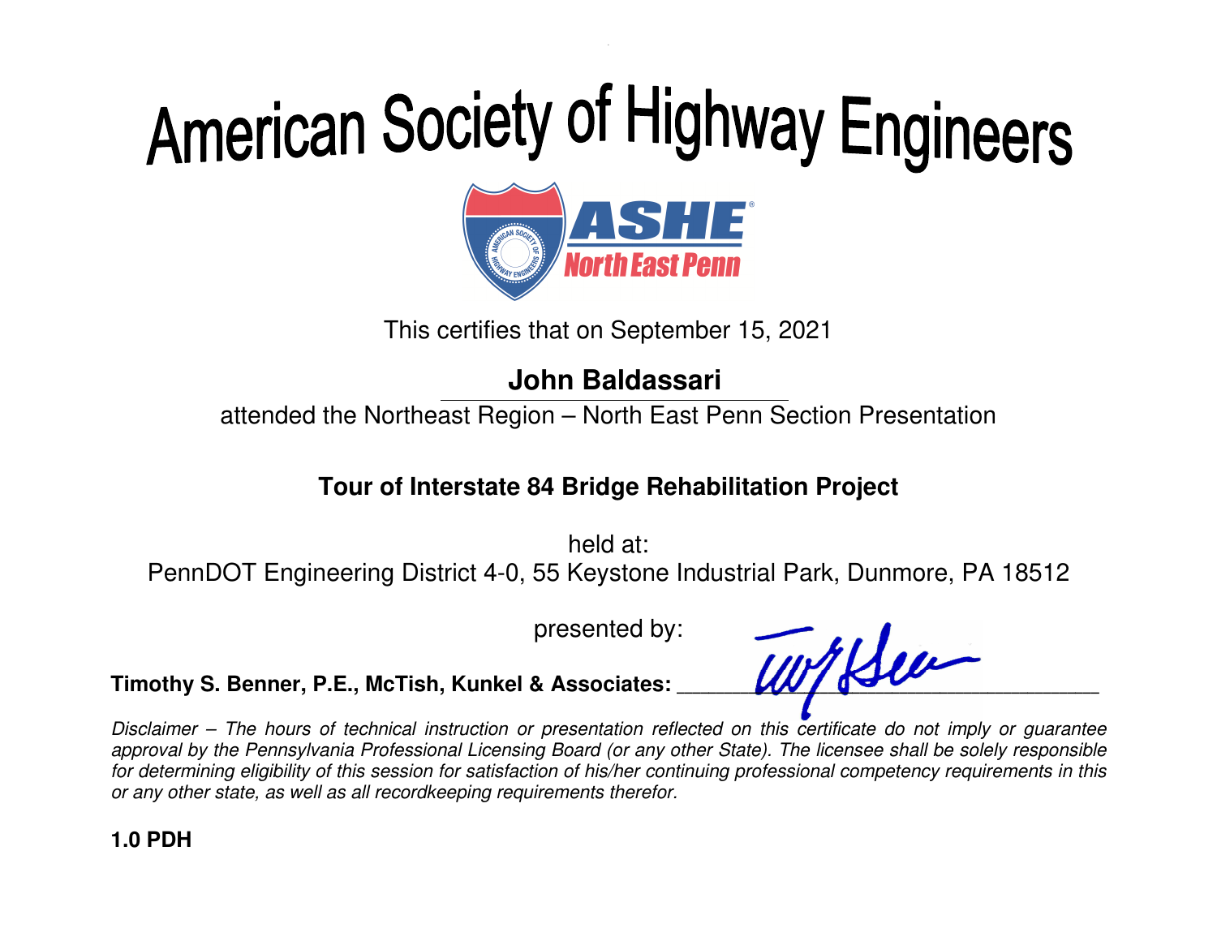# American Society of Highway Engineers

ASHE North East Penn

This certifies that on September 15, 2021

**John Baldassari**

attended the Northeast Region – North East Penn Section Presentation

**Tour of Interstate 84 Bridge Rehabilitation Project**

held at:
PennDOT Engineering District 4-0, 55 Keystone Industrial Park, Dunmore, PA 18512

presented by:

**Timothy S. Benner, P.E., McTish, Kunkel & Associates:** ______________________________

*Disclaimer – The hours of technical instruction or presentation reflected on this certificate do not imply or guarantee approval by the Pennsylvania Professional Licensing Board (or any other State). The licensee shall be solely responsible for determining eligibility of this session for satisfaction of his/her continuing professional competency requirements in this or any other state, as well as all recordkeeping requirements therefor.*

**1.0 PDH**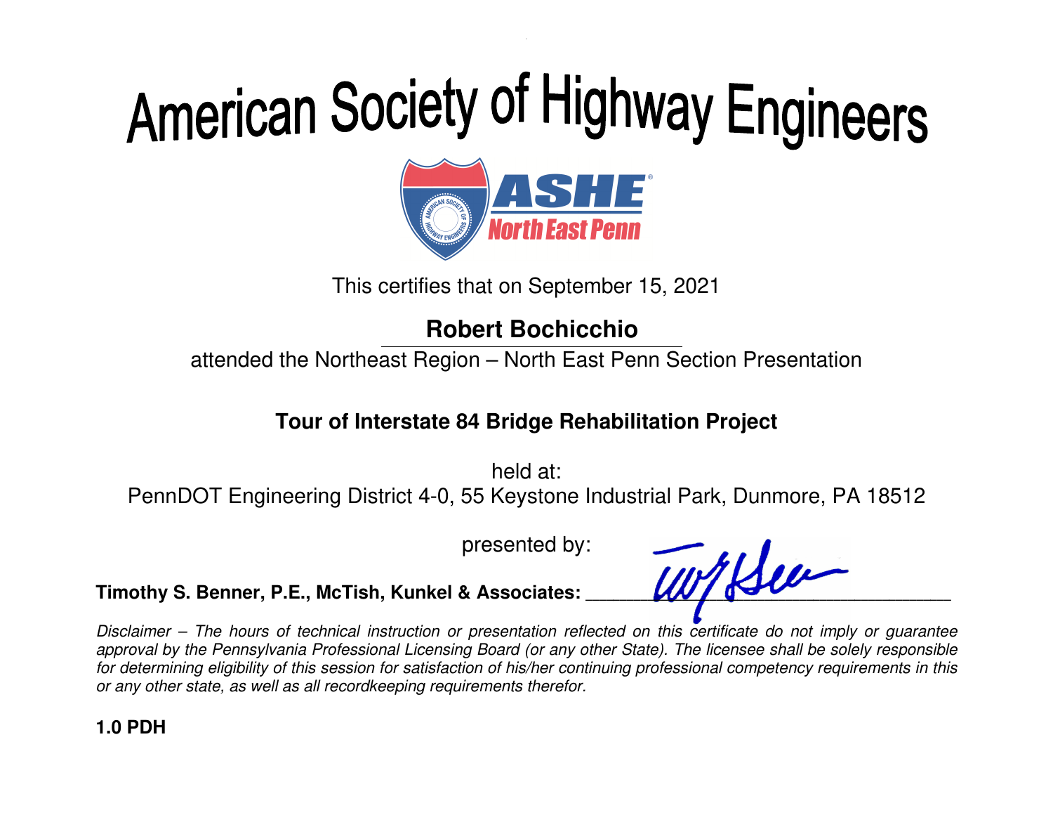# American Society of Highway Engineers

ASHE North East Penn

This certifies that on September 15, 2021

**Robert Bochicchio**

attended the Northeast Region – North East Penn Section Presentation

**Tour of Interstate 84 Bridge Rehabilitation Project**

held at:
PennDOT Engineering District 4-0, 55 Keystone Industrial Park, Dunmore, PA 18512

presented by:

**Timothy S. Benner, P.E., McTish, Kunkel & Associates:** ______________________________

*Disclaimer – The hours of technical instruction or presentation reflected on this certificate do not imply or guarantee approval by the Pennsylvania Professional Licensing Board (or any other State). The licensee shall be solely responsible for determining eligibility of this session for satisfaction of his/her continuing professional competency requirements in this or any other state, as well as all recordkeeping requirements therefor.*

**1.0 PDH**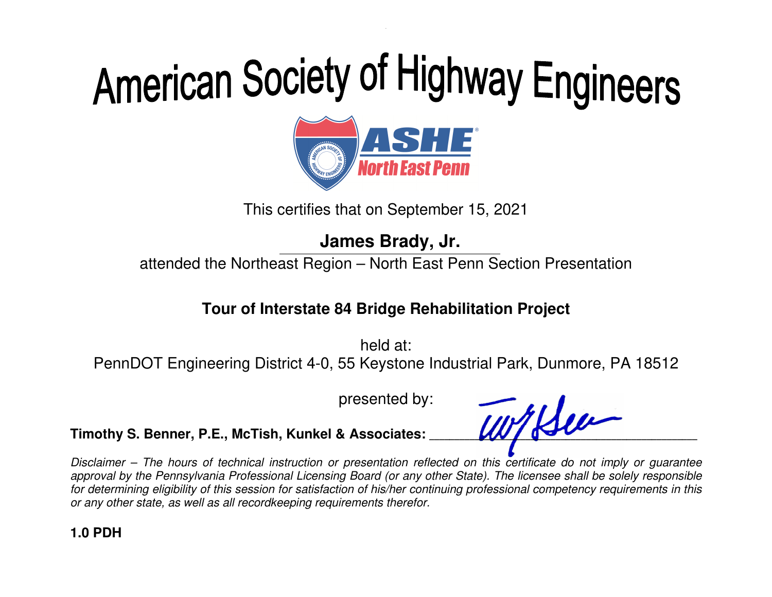# American Society of Highway Engineers

ASHE North East Penn

This certifies that on September 15, 2021

**James Brady, Jr.**

attended the Northeast Region – North East Penn Section Presentation

**Tour of Interstate 84 Bridge Rehabilitation Project**

held at:

PennDOT Engineering District 4-0, 55 Keystone Industrial Park, Dunmore, PA 18512

presented by:

**Timothy S. Benner, P.E., McTish, Kunkel & Associates:** ______________________________

*Disclaimer – The hours of technical instruction or presentation reflected on this certificate do not imply or guarantee approval by the Pennsylvania Professional Licensing Board (or any other State). The licensee shall be solely responsible for determining eligibility of this session for satisfaction of his/her continuing professional competency requirements in this or any other state, as well as all recordkeeping requirements therefor.*

**1.0 PDH**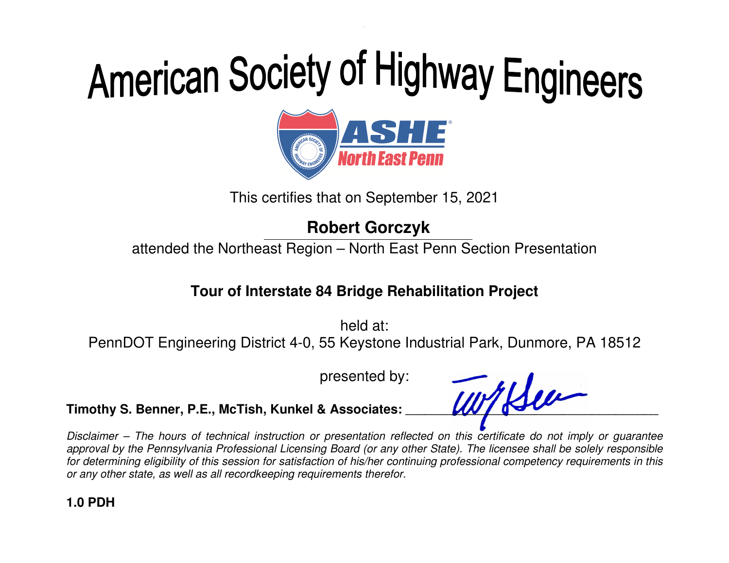# American Society of Highway Engineers

ASHE North East Penn

This certifies that on September 15, 2021

**Robert Gorczyk**

attended the Northeast Region – North East Penn Section Presentation

**Tour of Interstate 84 Bridge Rehabilitation Project**

held at:

PennDOT Engineering District 4-0, 55 Keystone Industrial Park, Dunmore, PA 18512

presented by:

**Timothy S. Benner, P.E., McTish, Kunkel & Associates:** ______________________

*Disclaimer – The hours of technical instruction or presentation reflected on this certificate do not imply or guarantee approval by the Pennsylvania Professional Licensing Board (or any other State). The licensee shall be solely responsible for determining eligibility of this session for satisfaction of his/her continuing professional competency requirements in this or any other state, as well as all recordkeeping requirements therefor.*

**1.0 PDH**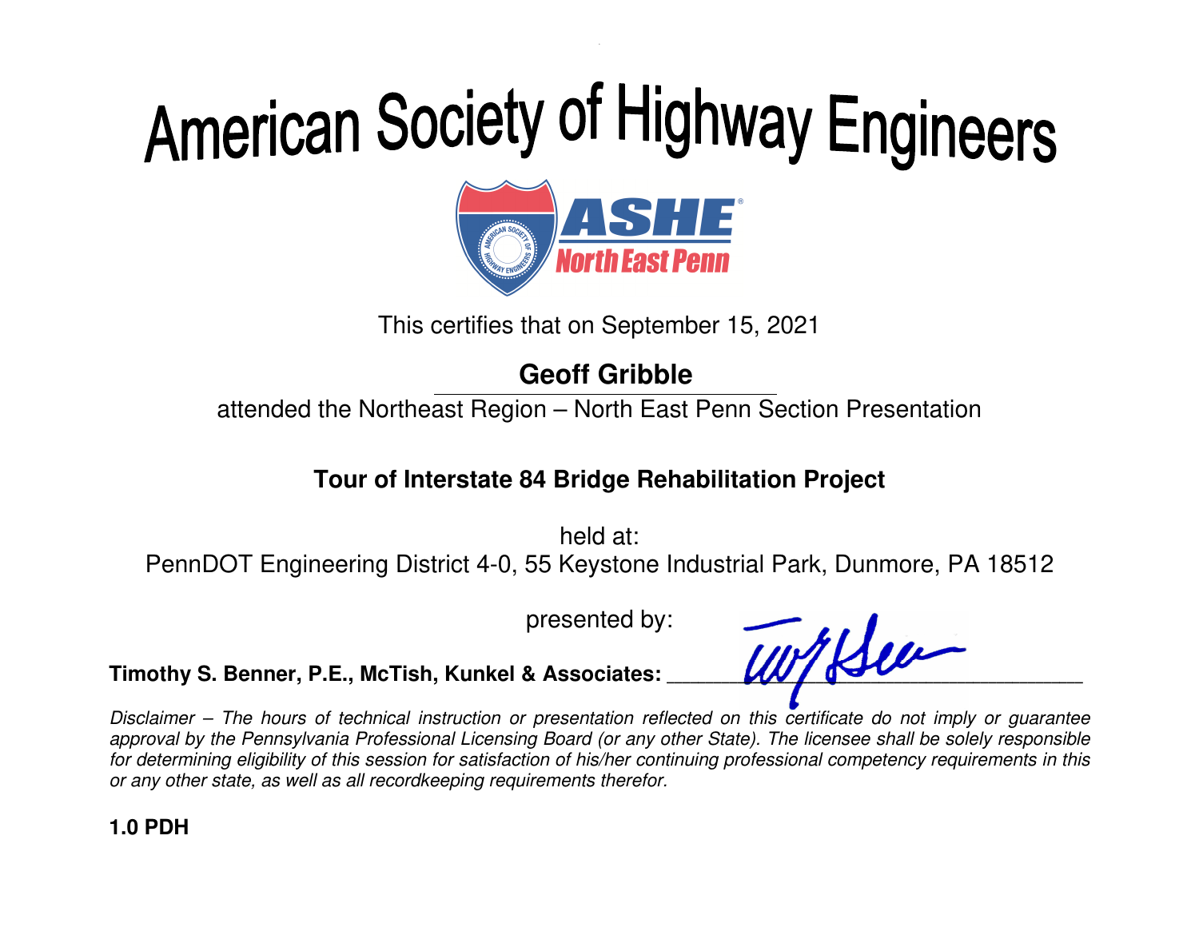# American Society of Highway Engineers

ASHE
North East Penn

This certifies that on September 15, 2021

**Geoff Gribble**

attended the Northeast Region – North East Penn Section Presentation

**Tour of Interstate 84 Bridge Rehabilitation Project**

held at:
PennDOT Engineering District 4-0, 55 Keystone Industrial Park, Dunmore, PA 18512

presented by:

**Timothy S. Benner, P.E., McTish, Kunkel & Associates:** ______________________________

*Disclaimer – The hours of technical instruction or presentation reflected on this certificate do not imply or guarantee approval by the Pennsylvania Professional Licensing Board (or any other State). The licensee shall be solely responsible for determining eligibility of this session for satisfaction of his/her continuing professional competency requirements in this or any other state, as well as all recordkeeping requirements therefor.*

**1.0 PDH**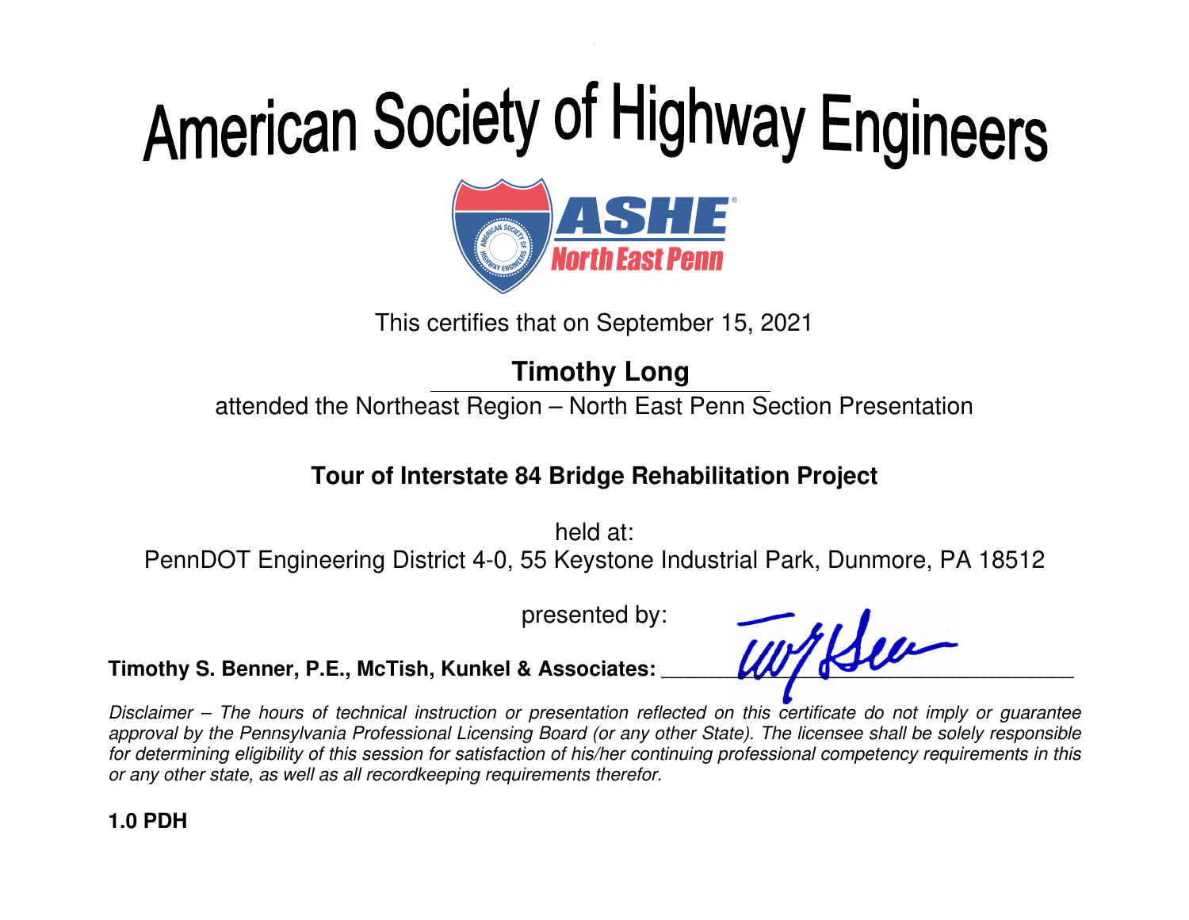# American Society of Highway Engineers

ASHE® North East Penn

This certifies that on September 15, 2021

**Timothy Long**

attended the Northeast Region – North East Penn Section Presentation

**Tour of Interstate 84 Bridge Rehabilitation Project**

held at:
PennDOT Engineering District 4-0, 55 Keystone Industrial Park, Dunmore, PA 18512

presented by:

**Timothy S. Benner, P.E., McTish, Kunkel & Associates:** ______________________________

*Disclaimer – The hours of technical instruction or presentation reflected on this certificate do not imply or guarantee approval by the Pennsylvania Professional Licensing Board (or any other State). The licensee shall be solely responsible for determining eligibility of this session for satisfaction of his/her continuing professional competency requirements in this or any other state, as well as all recordkeeping requirements therefor.*

**1.0 PDH**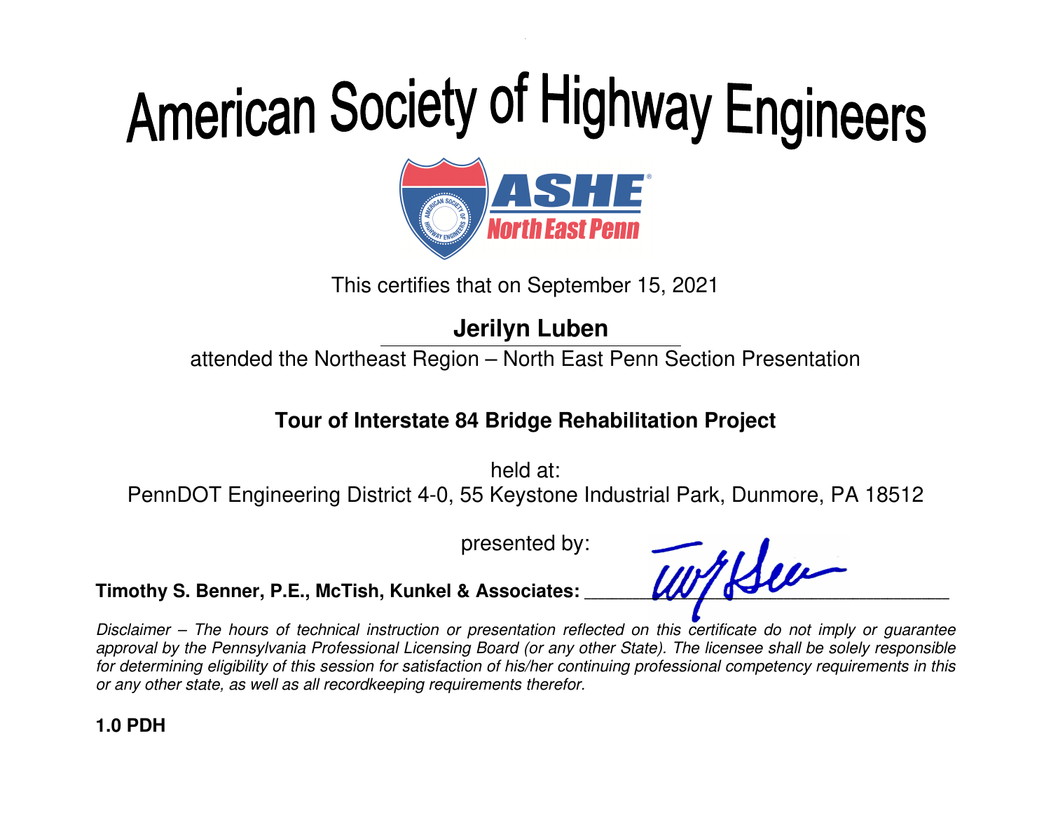# American Society of Highway Engineers

ASHE North East Penn

This certifies that on September 15, 2021

**Jerilyn Luben**

attended the Northeast Region – North East Penn Section Presentation

**Tour of Interstate 84 Bridge Rehabilitation Project**

held at:
PennDOT Engineering District 4-0, 55 Keystone Industrial Park, Dunmore, PA 18512

presented by:

**Timothy S. Benner, P.E., McTish, Kunkel & Associates:** ______________________________

*Disclaimer – The hours of technical instruction or presentation reflected on this certificate do not imply or guarantee approval by the Pennsylvania Professional Licensing Board (or any other State). The licensee shall be solely responsible for determining eligibility of this session for satisfaction of his/her continuing professional competency requirements in this or any other state, as well as all recordkeeping requirements therefor.*

**1.0 PDH**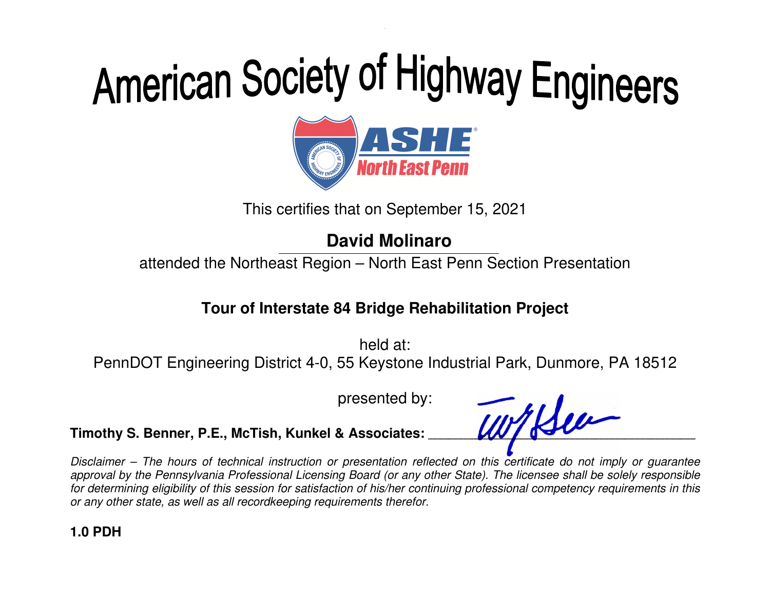# American Society of Highway Engineers

ASHE North East Penn

This certifies that on September 15, 2021

**David Molinaro**

attended the Northeast Region – North East Penn Section Presentation

**Tour of Interstate 84 Bridge Rehabilitation Project**

held at:
PennDOT Engineering District 4-0, 55 Keystone Industrial Park, Dunmore, PA 18512

presented by:

**Timothy S. Benner, P.E., McTish, Kunkel & Associates:** ______________________________

*Disclaimer – The hours of technical instruction or presentation reflected on this certificate do not imply or guarantee approval by the Pennsylvania Professional Licensing Board (or any other State). The licensee shall be solely responsible for determining eligibility of this session for satisfaction of his/her continuing professional competency requirements in this or any other state, as well as all recordkeeping requirements therefor.*

**1.0 PDH**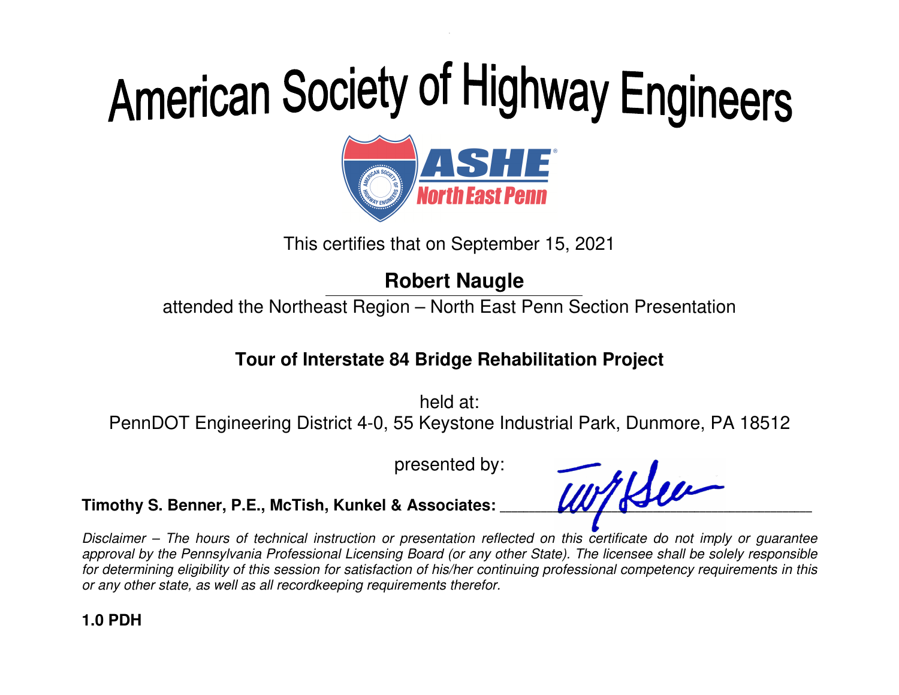# American Society of Highway Engineers

ASHE®
North East Penn

This certifies that on September 15, 2021

**Robert Naugle**

attended the Northeast Region – North East Penn Section Presentation

**Tour of Interstate 84 Bridge Rehabilitation Project**

held at:
PennDOT Engineering District 4-0, 55 Keystone Industrial Park, Dunmore, PA 18512

presented by:

**Timothy S. Benner, P.E., McTish, Kunkel & Associates:** ______________________________

*Disclaimer – The hours of technical instruction or presentation reflected on this certificate do not imply or guarantee approval by the Pennsylvania Professional Licensing Board (or any other State). The licensee shall be solely responsible for determining eligibility of this session for satisfaction of his/her continuing professional competency requirements in this or any other state, as well as all recordkeeping requirements therefor.*

**1.0 PDH**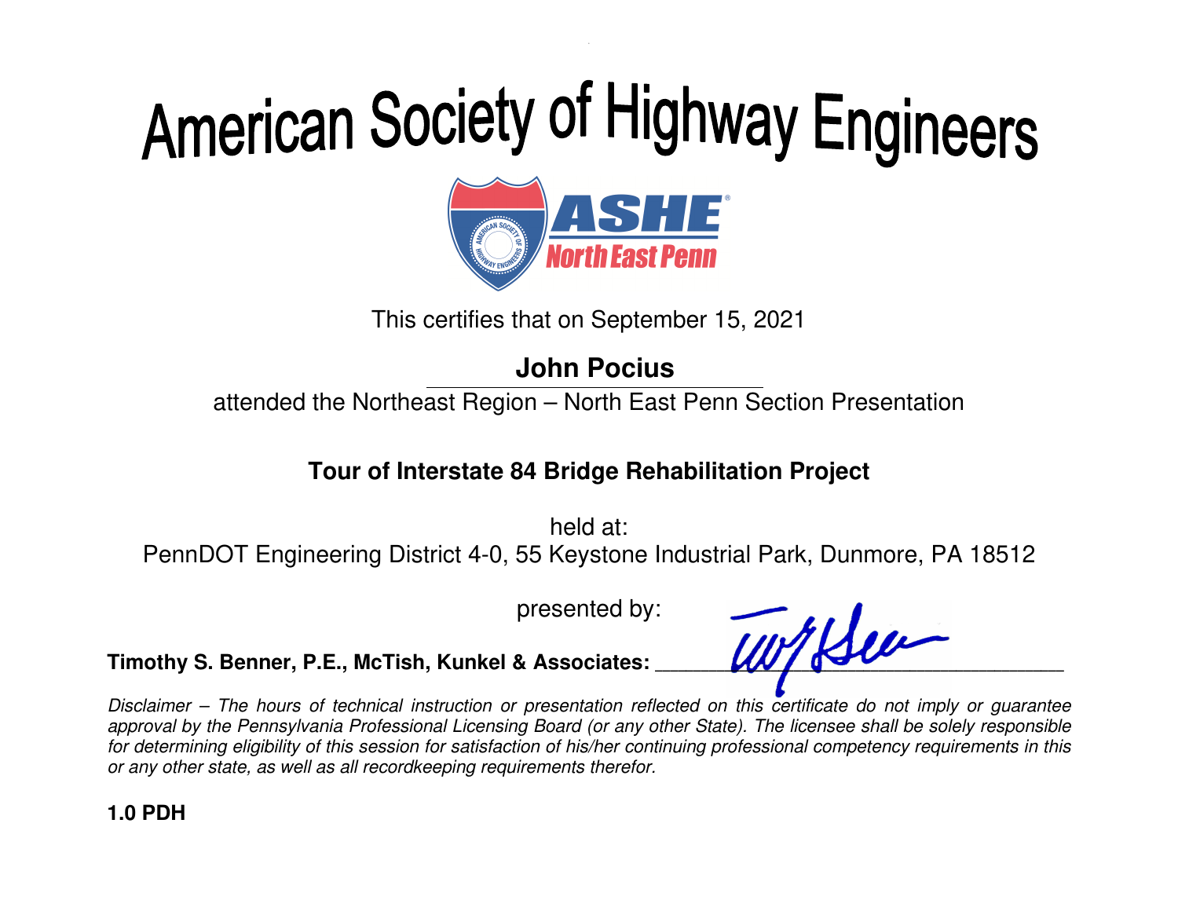# American Society of Highway Engineers

ASHE North East Penn

This certifies that on September 15, 2021

**John Pocius**

attended the Northeast Region – North East Penn Section Presentation

**Tour of Interstate 84 Bridge Rehabilitation Project**

held at:
PennDOT Engineering District 4-0, 55 Keystone Industrial Park, Dunmore, PA 18512

presented by:

**Timothy S. Benner, P.E., McTish, Kunkel & Associates:** ______________________________

*Disclaimer – The hours of technical instruction or presentation reflected on this certificate do not imply or guarantee approval by the Pennsylvania Professional Licensing Board (or any other State). The licensee shall be solely responsible for determining eligibility of this session for satisfaction of his/her continuing professional competency requirements in this or any other state, as well as all recordkeeping requirements therefor.*

**1.0 PDH**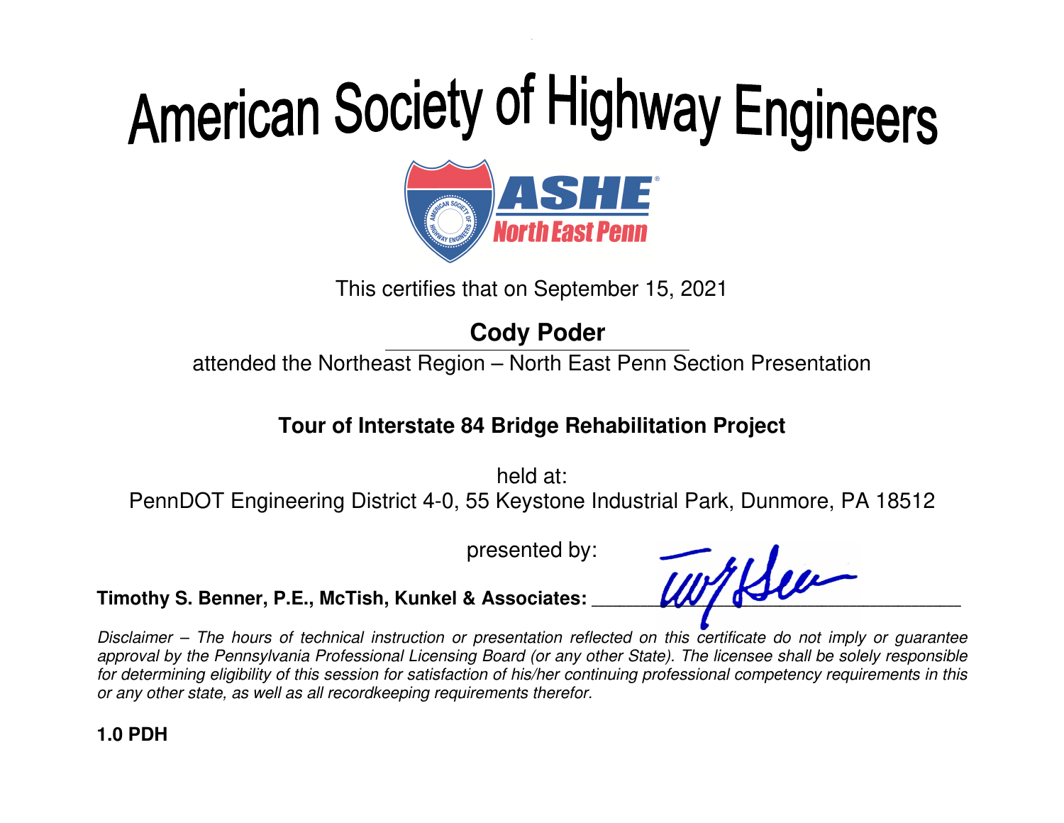# American Society of Highway Engineers

ASHE®
North East Penn

This certifies that on September 15, 2021

**Cody Poder**

attended the Northeast Region – North East Penn Section Presentation

**Tour of Interstate 84 Bridge Rehabilitation Project**

held at:
PennDOT Engineering District 4-0, 55 Keystone Industrial Park, Dunmore, PA 18512

presented by:

**Timothy S. Benner, P.E., McTish, Kunkel & Associates:** ___________________________________

*Disclaimer – The hours of technical instruction or presentation reflected on this certificate do not imply or guarantee approval by the Pennsylvania Professional Licensing Board (or any other State). The licensee shall be solely responsible for determining eligibility of this session for satisfaction of his/her continuing professional competency requirements in this or any other state, as well as all recordkeeping requirements therefor.*

**1.0 PDH**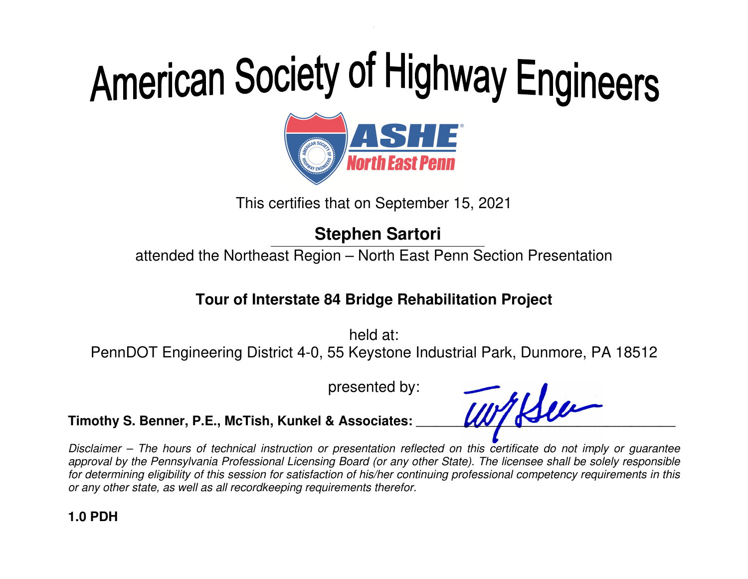# American Society of Highway Engineers

ASHE North East Penn

This certifies that on September 15, 2021

**Stephen Sartori**

attended the Northeast Region – North East Penn Section Presentation

**Tour of Interstate 84 Bridge Rehabilitation Project**

held at:
PennDOT Engineering District 4-0, 55 Keystone Industrial Park, Dunmore, PA 18512

presented by:

**Timothy S. Benner, P.E., McTish, Kunkel & Associates:** ______________________

*Disclaimer – The hours of technical instruction or presentation reflected on this certificate do not imply or guarantee approval by the Pennsylvania Professional Licensing Board (or any other State). The licensee shall be solely responsible for determining eligibility of this session for satisfaction of his/her continuing professional competency requirements in this or any other state, as well as all recordkeeping requirements therefor.*

**1.0 PDH**